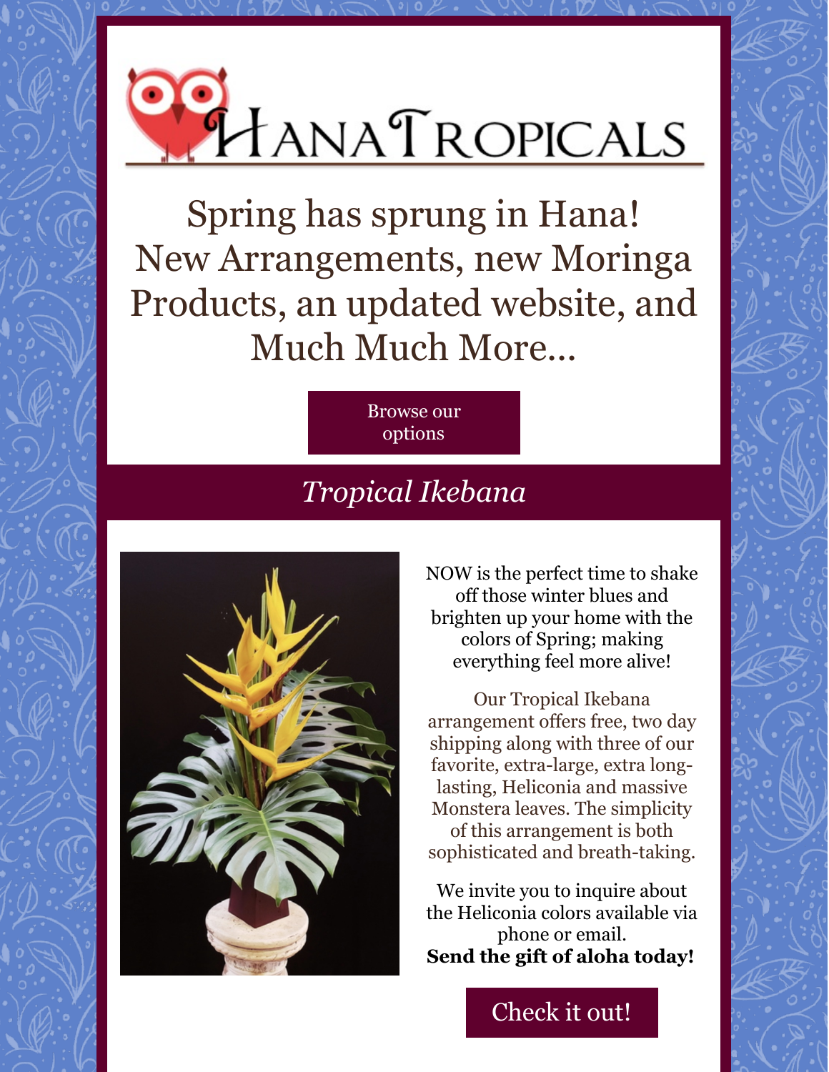# Hana Tropicals

## Spring has sprung in Hana! New Arrangements, new Moringa Products, an updated website, and Much Much More...

Browse our options

## *Tropical Ikebana*

NOW is the perfect time to shake off those winter blues and brighten up your home with the colors of Spring; making everything feel more alive!

Our Tropical Ikebana arrangement offers free, two day shipping along with three of our favorite, extra-large, extra long-lasting, Heliconia and massive Monstera leaves. The simplicity of this arrangement is both sophisticated and breath-taking.

We invite you to inquire about the Heliconia colors available via phone or email.
**Send the gift of aloha today!**

Check it out!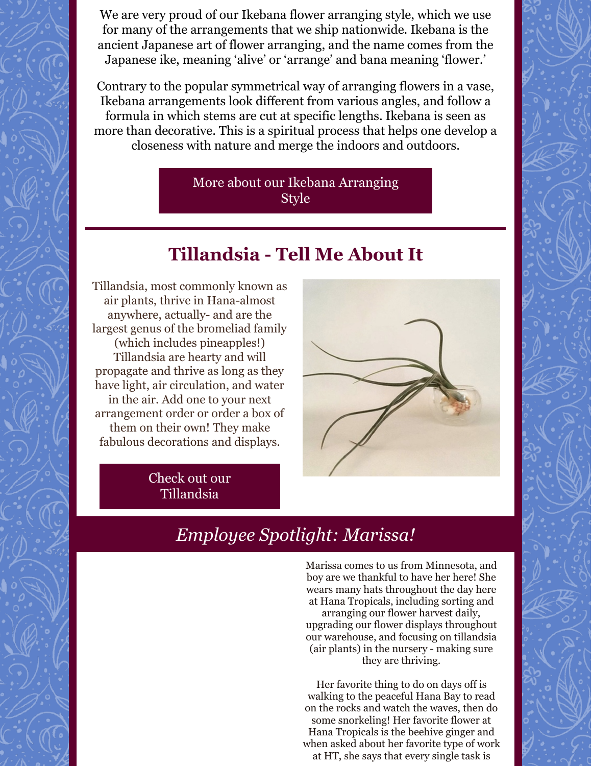We are very proud of our Ikebana flower arranging style, which we use for many of the arrangements that we ship nationwide. Ikebana is the ancient Japanese art of flower arranging, and the name comes from the Japanese ike, meaning 'alive' or 'arrange' and bana meaning 'flower.'

Contrary to the popular symmetrical way of arranging flowers in a vase, Ikebana arrangements look different from various angles, and follow a formula in which stems are cut at specific lengths. Ikebana is seen as more than decorative. This is a spiritual process that helps one develop a closeness with nature and merge the indoors and outdoors.

More about our Ikebana Arranging Style

## Tillandsia - Tell Me About It

Tillandsia, most commonly known as air plants, thrive in Hana-almost anywhere, actually- and are the largest genus of the bromeliad family (which includes pineapples!) Tillandsia are hearty and will propagate and thrive as long as they have light, air circulation, and water in the air. Add one to your next arrangement order or order a box of them on their own! They make fabulous decorations and displays.

Check out our Tillandsia

## *Employee Spotlight: Marissa!*

Marissa comes to us from Minnesota, and boy are we thankful to have her here! She wears many hats throughout the day here at Hana Tropicals, including sorting and arranging our flower harvest daily, upgrading our flower displays throughout our warehouse, and focusing on tillandsia (air plants) in the nursery - making sure they are thriving.

Her favorite thing to do on days off is walking to the peaceful Hana Bay to read on the rocks and watch the waves, then do some snorkeling! Her favorite flower at Hana Tropicals is the beehive ginger and when asked about her favorite type of work at HT, she says that every single task is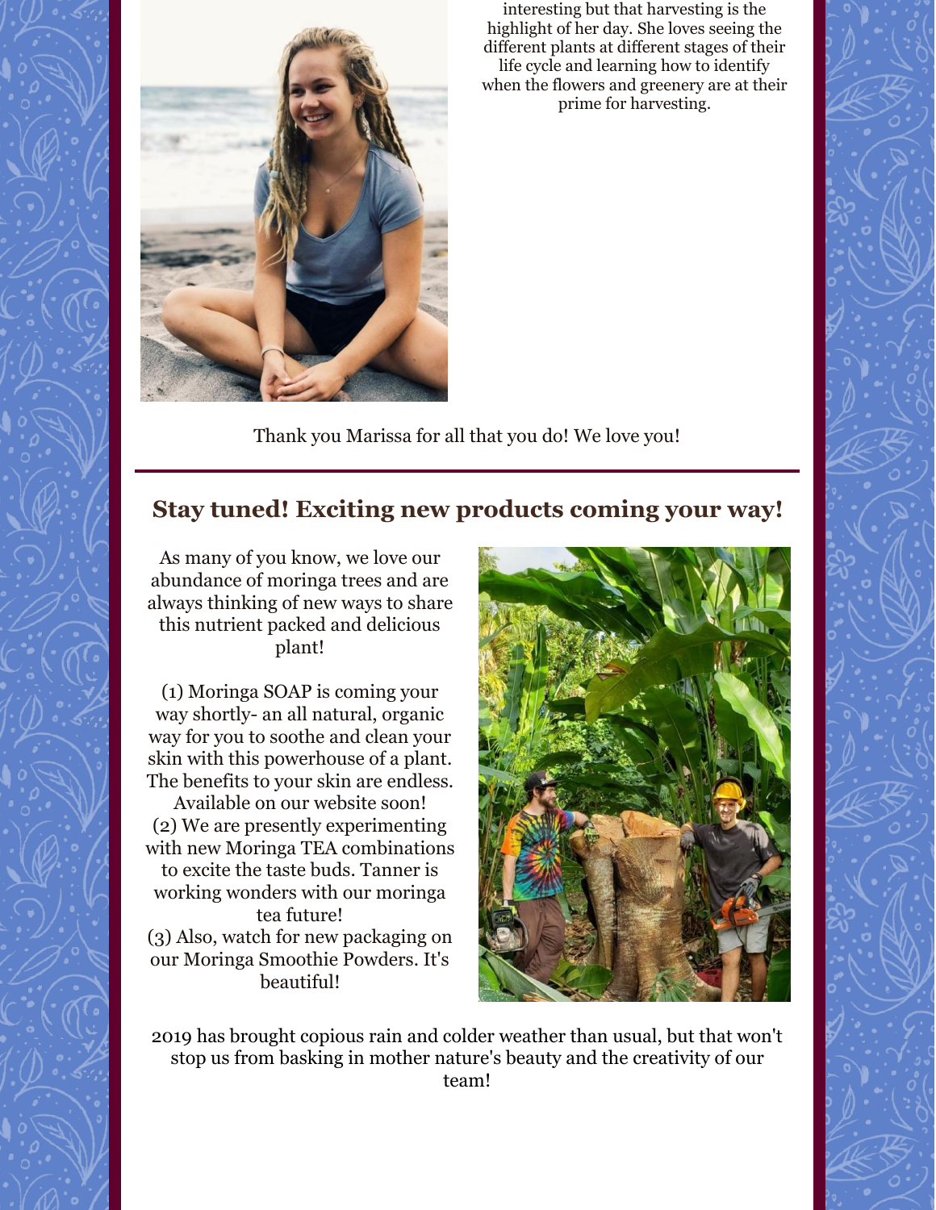interesting but that harvesting is the highlight of her day. She loves seeing the different plants at different stages of their life cycle and learning how to identify when the flowers and greenery are at their prime for harvesting.

Thank you Marissa for all that you do! We love you!

## Stay tuned! Exciting new products coming your way!

As many of you know, we love our abundance of moringa trees and are always thinking of new ways to share this nutrient packed and delicious plant!

(1) Moringa SOAP is coming your way shortly- an all natural, organic way for you to soothe and clean your skin with this powerhouse of a plant. The benefits to your skin are endless. Available on our website soon!
(2) We are presently experimenting with new Moringa TEA combinations to excite the taste buds. Tanner is working wonders with our moringa tea future!
(3) Also, watch for new packaging on our Moringa Smoothie Powders. It's beautiful!

2019 has brought copious rain and colder weather than usual, but that won't stop us from basking in mother nature's beauty and the creativity of our team!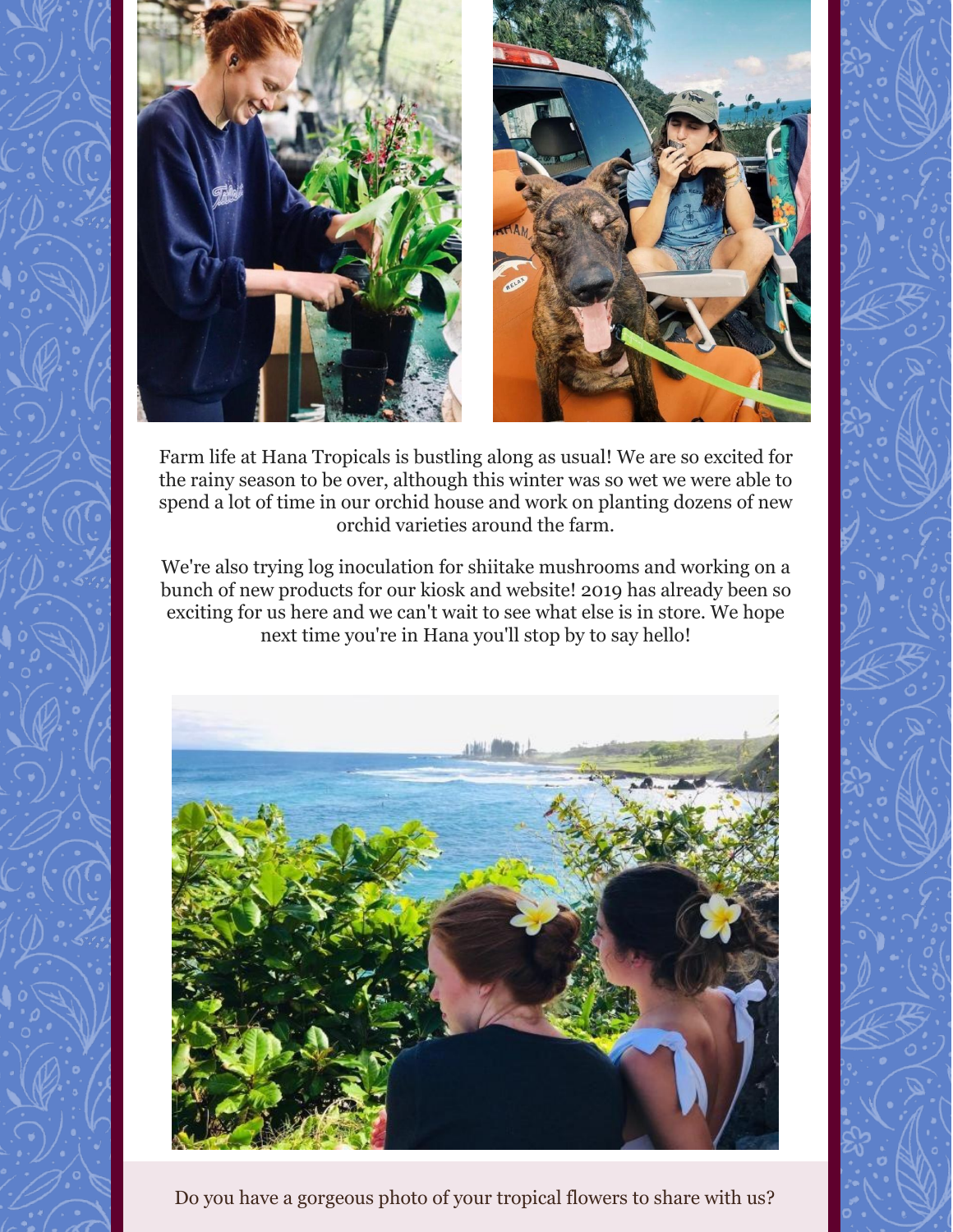Farm life at Hana Tropicals is bustling along as usual! We are so excited for the rainy season to be over, although this winter was so wet we were able to spend a lot of time in our orchid house and work on planting dozens of new orchid varieties around the farm.

We're also trying log inoculation for shiitake mushrooms and working on a bunch of new products for our kiosk and website! 2019 has already been so exciting for us here and we can't wait to see what else is in store. We hope next time you're in Hana you'll stop by to say hello!

Do you have a gorgeous photo of your tropical flowers to share with us?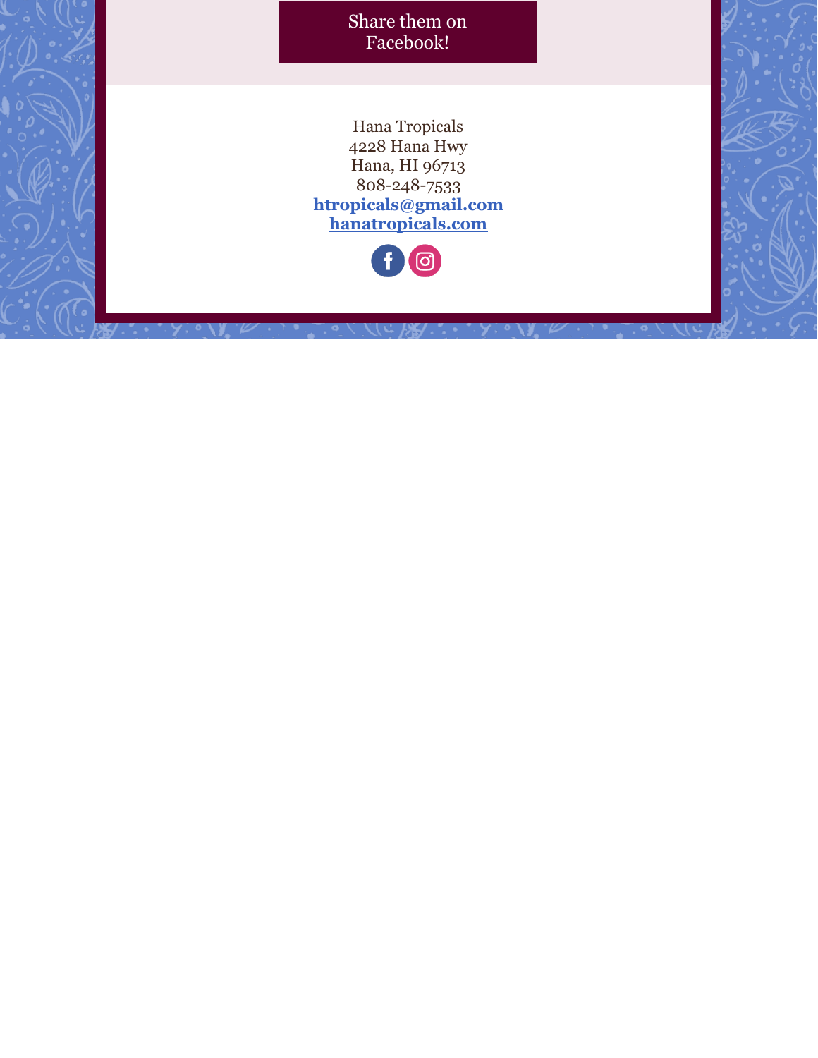Share them on Facebook!

Hana Tropicals
4228 Hana Hwy
Hana, HI 96713
808-248-7533
**htropicals@gmail.com**
**hanatropicals.com**